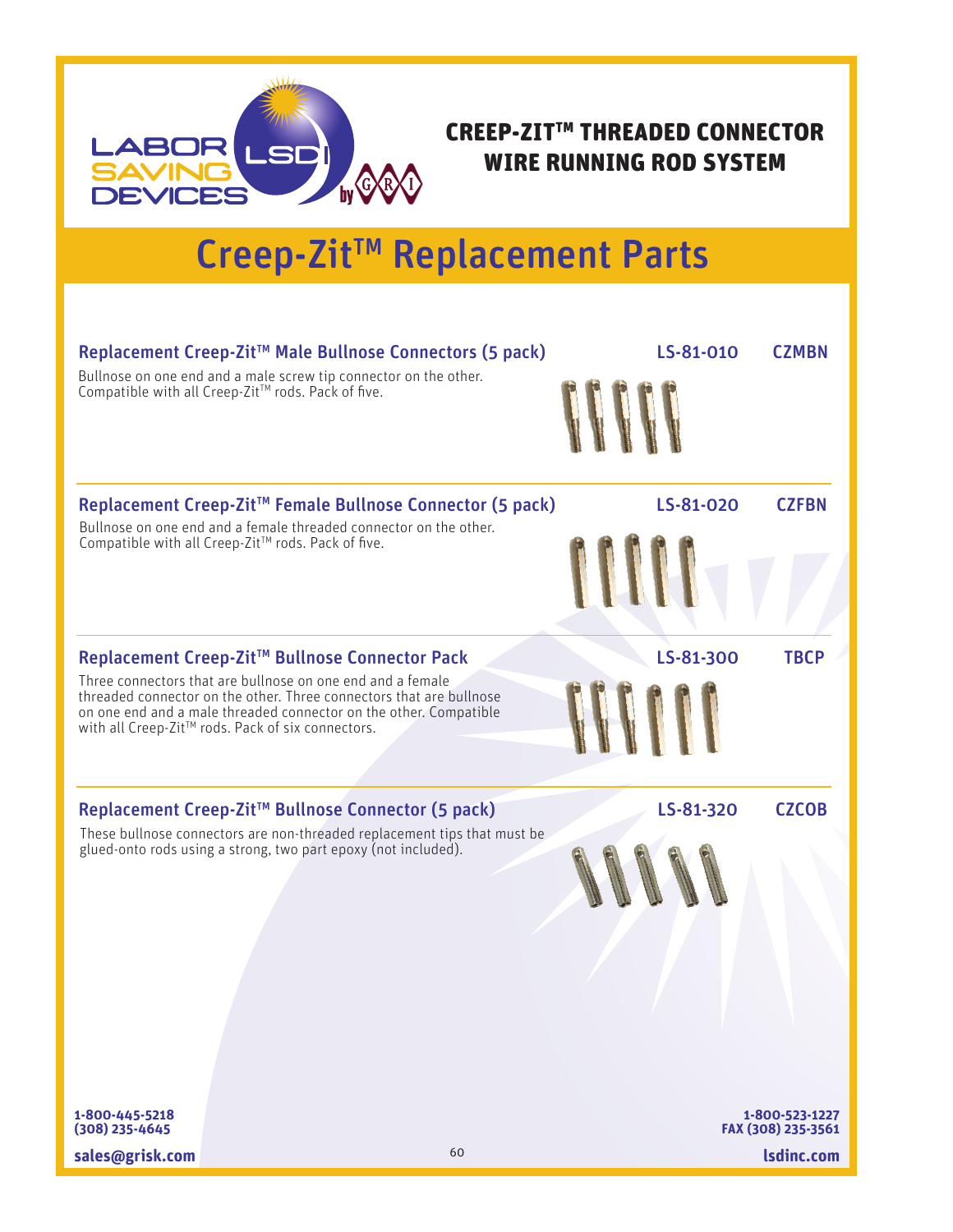**LABOR SAVING DEVICES** LSDI by GRI

## CREEP-ZIT™ THREADED CONNECTOR WIRE RUNNING ROD SYSTEM

# Creep-Zit™ Replacement Parts

### Replacement Creep-Zit™ Male Bullnose Connectors (5 pack) — LS-81-010 — CZMBN

Bullnose on one end and a male screw tip connector on the other. Compatible with all Creep-Zit™ rods. Pack of five.

### Replacement Creep-Zit™ Female Bullnose Connector (5 pack) — LS-81-020 — CZFBN

Bullnose on one end and a female threaded connector on the other. Compatible with all Creep-Zit™ rods. Pack of five.

### Replacement Creep-Zit™ Bullnose Connector Pack — LS-81-300 — TBCP

Three connectors that are bullnose on one end and a female threaded connector on the other. Three connectors that are bullnose on one end and a male threaded connector on the other. Compatible with all Creep-Zit™ rods. Pack of six connectors.

### Replacement Creep-Zit™ Bullnose Connector (5 pack) — LS-81-320 — CZCOB

These bullnose connectors are non-threaded replacement tips that must be glued-onto rods using a strong, two part epoxy (not included).

1-800-445-5218
(308) 235-4645
sales@grisk.com

1-800-523-1227
FAX (308) 235-3561
lsdinc.com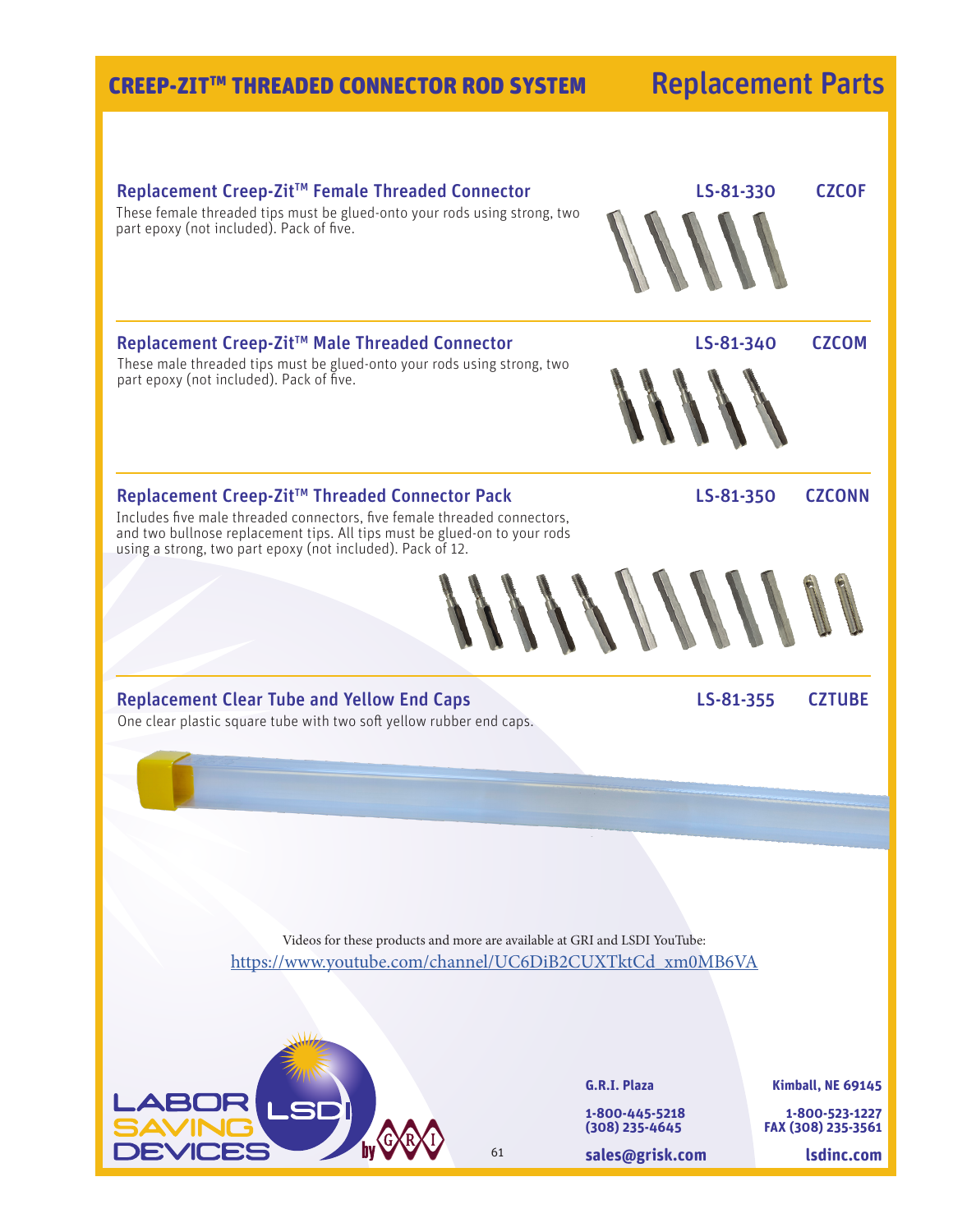# CREEP-ZIT™ THREADED CONNECTOR ROD SYSTEM

## Replacement Parts

### Replacement Creep-Zit™ Female Threaded Connector

**LS-81-330** **CZCOF**

These female threaded tips must be glued-onto your rods using strong, two part epoxy (not included). Pack of five.

### Replacement Creep-Zit™ Male Threaded Connector

**LS-81-340** **CZCOM**

These male threaded tips must be glued-onto your rods using strong, two part epoxy (not included). Pack of five.

### Replacement Creep-Zit™ Threaded Connector Pack

**LS-81-350** **CZCONN**

Includes five male threaded connectors, five female threaded connectors, and two bullnose replacement tips. All tips must be glued-on to your rods using a strong, two part epoxy (not included). Pack of 12.

### Replacement Clear Tube and Yellow End Caps

**LS-81-355** **CZTUBE**

One clear plastic square tube with two soft yellow rubber end caps.

Videos for these products and more are available at GRI and LSDI YouTube:
https://www.youtube.com/channel/UC6DiB2CUXTktCd_xm0MB6VA

LABOR SAVING DEVICES LSDI by GRI

**G.R.I. Plaza**

**Kimball, NE 69145**

**1-800-445-5218**
**(308) 235-4645**

**1-800-523-1227**
**FAX (308) 235-3561**

**sales@grisk.com**

**lsdinc.com**